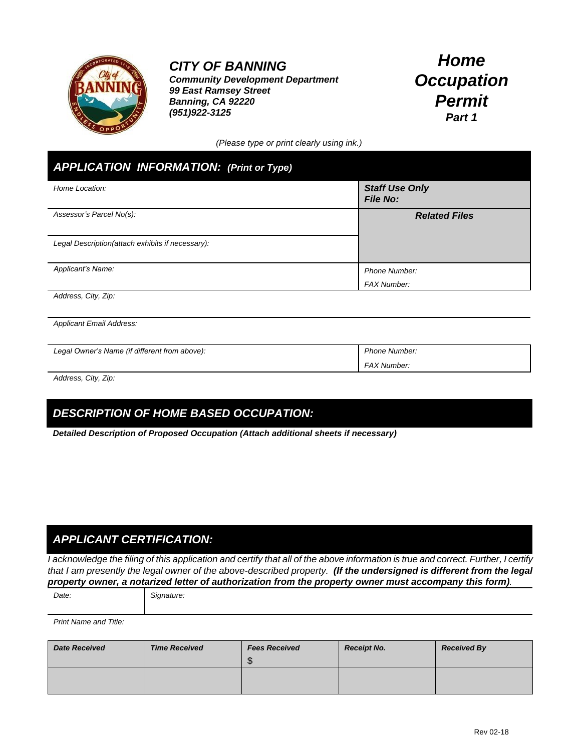# CITY OF BANNING

***Community Development Department***
***99 East Ramsey Street***
***Banning, CA 92220***
***(951)922-3125***

# *Home Occupation Permit*

***Part 1***

*(Please type or print clearly using ink.)*

## *APPLICATION INFORMATION: (Print or Type)*

| | |
|---|---|
| *Home Location:* | ***Staff Use Only*** ***File No:*** |
| *Assessor's Parcel No(s):* | ***Related Files*** |
| *Legal Description(attach exhibits if necessary):* | |
| *Applicant's Name:* | *Phone Number:* *FAX Number:* |
| *Address, City, Zip:* | |
| *Applicant Email Address:* | |
| *Legal Owner's Name (if different from above):* | *Phone Number:* *FAX Number:* |
| *Address, City, Zip:* | |

## *DESCRIPTION OF HOME BASED OCCUPATION:*

***Detailed Description of Proposed Occupation (Attach additional sheets if necessary)***

## *APPLICANT CERTIFICATION:*

*I acknowledge the filing of this application and certify that all of the above information is true and correct. Further, I certify that I am presently the legal owner of the above-described property.* ***(If the undersigned is different from the legal property owner, a notarized letter of authorization from the property owner must accompany this form)****.*

| *Date:* | *Signature:* |
|---|---|
| | |

*Print Name and Title:*

| *Date Received* | *Time Received* | *Fees Received* | *Receipt No.* | *Received By* |
|---|---|---|---|---|
| | | $ | | |

Rev 02-18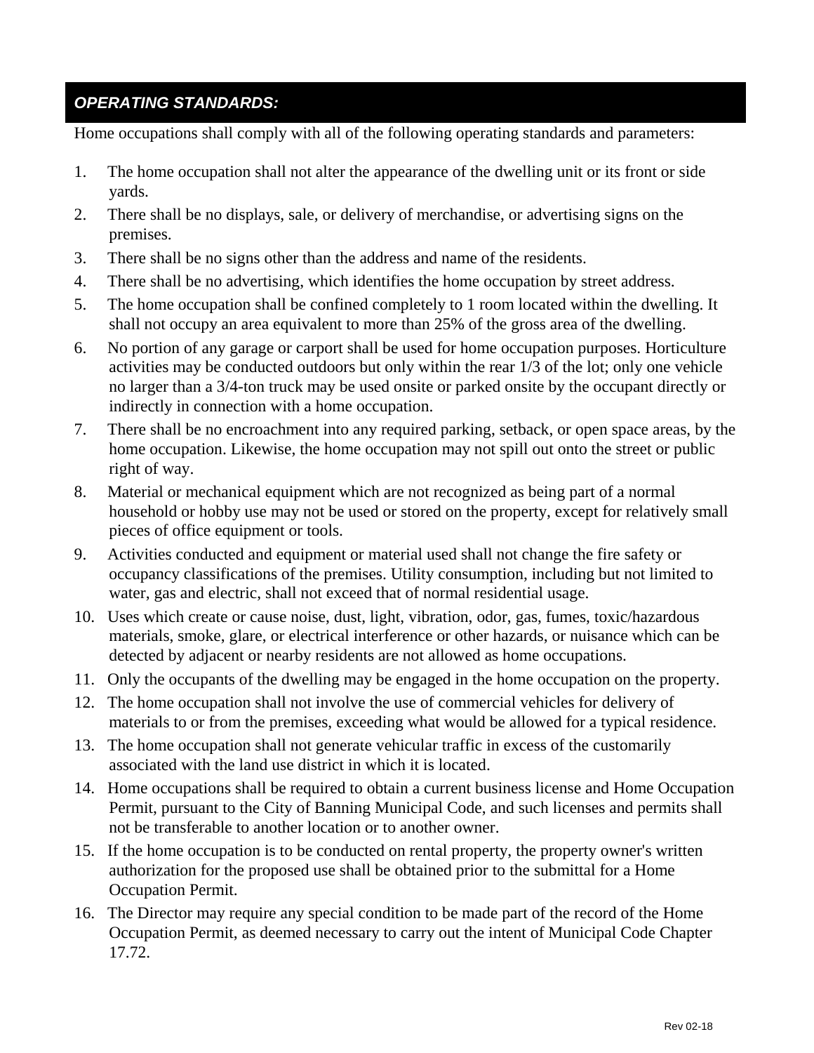## ***OPERATING STANDARDS:***

Home occupations shall comply with all of the following operating standards and parameters:

1. The home occupation shall not alter the appearance of the dwelling unit or its front or side yards.
2. There shall be no displays, sale, or delivery of merchandise, or advertising signs on the premises.
3. There shall be no signs other than the address and name of the residents.
4. There shall be no advertising, which identifies the home occupation by street address.
5. The home occupation shall be confined completely to 1 room located within the dwelling. It shall not occupy an area equivalent to more than 25% of the gross area of the dwelling.
6. No portion of any garage or carport shall be used for home occupation purposes. Horticulture activities may be conducted outdoors but only within the rear 1/3 of the lot; only one vehicle no larger than a 3/4-ton truck may be used onsite or parked onsite by the occupant directly or indirectly in connection with a home occupation.
7. There shall be no encroachment into any required parking, setback, or open space areas, by the home occupation. Likewise, the home occupation may not spill out onto the street or public right of way.
8. Material or mechanical equipment which are not recognized as being part of a normal household or hobby use may not be used or stored on the property, except for relatively small pieces of office equipment or tools.
9. Activities conducted and equipment or material used shall not change the fire safety or occupancy classifications of the premises. Utility consumption, including but not limited to water, gas and electric, shall not exceed that of normal residential usage.
10. Uses which create or cause noise, dust, light, vibration, odor, gas, fumes, toxic/hazardous materials, smoke, glare, or electrical interference or other hazards, or nuisance which can be detected by adjacent or nearby residents are not allowed as home occupations.
11. Only the occupants of the dwelling may be engaged in the home occupation on the property.
12. The home occupation shall not involve the use of commercial vehicles for delivery of materials to or from the premises, exceeding what would be allowed for a typical residence.
13. The home occupation shall not generate vehicular traffic in excess of the customarily associated with the land use district in which it is located.
14. Home occupations shall be required to obtain a current business license and Home Occupation Permit, pursuant to the City of Banning Municipal Code, and such licenses and permits shall not be transferable to another location or to another owner.
15. If the home occupation is to be conducted on rental property, the property owner's written authorization for the proposed use shall be obtained prior to the submittal for a Home Occupation Permit.
16. The Director may require any special condition to be made part of the record of the Home Occupation Permit, as deemed necessary to carry out the intent of Municipal Code Chapter 17.72.

Rev 02-18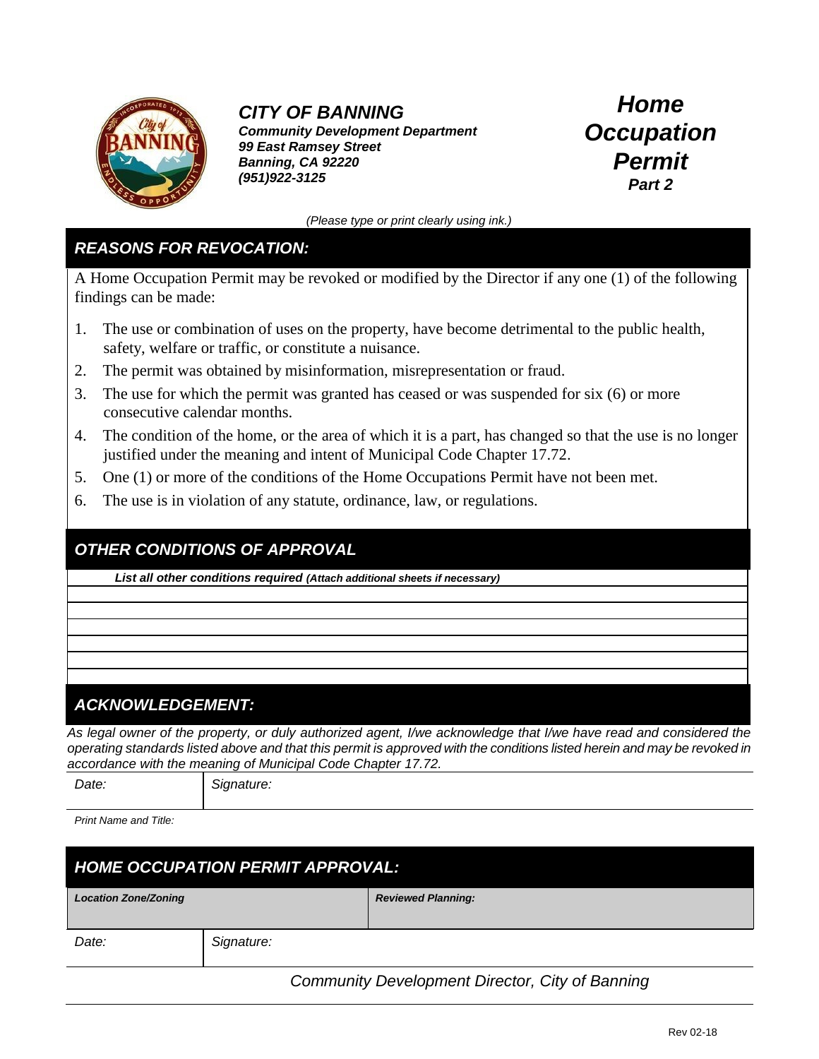**CITY OF BANNING**
**Community Development Department**
**99 East Ramsey Street**
**Banning, CA 92220**
**(951)922-3125**

# *Home Occupation Permit*
***Part 2***

*(Please type or print clearly using ink.)*

## *REASONS FOR REVOCATION:*

A Home Occupation Permit may be revoked or modified by the Director if any one (1) of the following findings can be made:

1. The use or combination of uses on the property, have become detrimental to the public health, safety, welfare or traffic, or constitute a nuisance.
2. The permit was obtained by misinformation, misrepresentation or fraud.
3. The use for which the permit was granted has ceased or was suspended for six (6) or more consecutive calendar months.
4. The condition of the home, or the area of which it is a part, has changed so that the use is no longer justified under the meaning and intent of Municipal Code Chapter 17.72.
5. One (1) or more of the conditions of the Home Occupations Permit have not been met.
6. The use is in violation of any statute, ordinance, law, or regulations.

## *OTHER CONDITIONS OF APPROVAL*

***List all other conditions required*** ***(Attach additional sheets if necessary)***

## *ACKNOWLEDGEMENT:*

*As legal owner of the property, or duly authorized agent, I/we acknowledge that I/we have read and considered the operating standards listed above and that this permit is approved with the conditions listed herein and may be revoked in accordance with the meaning of Municipal Code Chapter 17.72.*

| *Date:* | *Signature:* |
|---|---|

*Print Name and Title:*

## *HOME OCCUPATION PERMIT APPROVAL:*

| ***Location Zone/Zoning*** | ***Reviewed Planning:*** |
|---|---|

| *Date:* | *Signature:* |
|---|---|

*Community Development Director, City of Banning*

Rev 02-18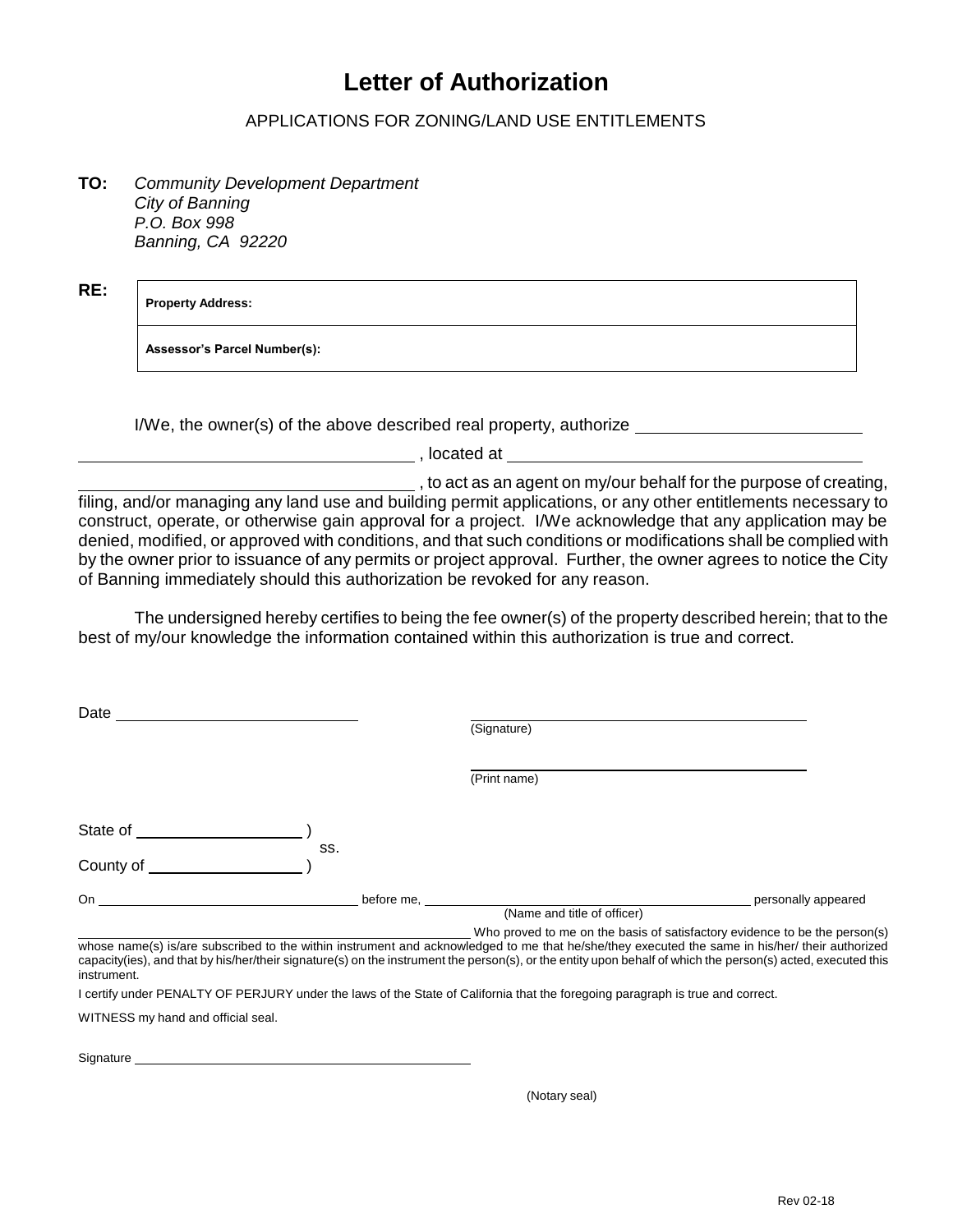# Letter of Authorization

APPLICATIONS FOR ZONING/LAND USE ENTITLEMENTS

**TO:** *Community Development Department*
*City of Banning*
*P.O. Box 998*
*Banning, CA 92220*

**RE:**

| |
|---|
| **Property Address:** |
| **Assessor's Parcel Number(s):** |

I/We, the owner(s) of the above described real property, authorize ______________________________ ______________________________, located at ______________________________ ______________________________, to act as an agent on my/our behalf for the purpose of creating, filing, and/or managing any land use and building permit applications, or any other entitlements necessary to construct, operate, or otherwise gain approval for a project. I/We acknowledge that any application may be denied, modified, or approved with conditions, and that such conditions or modifications shall be complied with by the owner prior to issuance of any permits or project approval. Further, the owner agrees to notice the City of Banning immediately should this authorization be revoked for any reason.

The undersigned hereby certifies to being the fee owner(s) of the property described herein; that to the best of my/our knowledge the information contained within this authorization is true and correct.

Date ______________________________

______________________________
(Signature)

______________________________
(Print name)

State of ____________________ )
ss.
County of ____________________ )

On ______________________________ before me, ______________________________ personally appeared
(Name and title of officer)

______________________________ Who proved to me on the basis of satisfactory evidence to be the person(s) whose name(s) is/are subscribed to the within instrument and acknowledged to me that he/she/they executed the same in his/her/ their authorized capacity(ies), and that by his/her/their signature(s) on the instrument the person(s), or the entity upon behalf of which the person(s) acted, executed this instrument.

I certify under PENALTY OF PERJURY under the laws of the State of California that the foregoing paragraph is true and correct.

WITNESS my hand and official seal.

Signature ______________________________

(Notary seal)

Rev 02-18